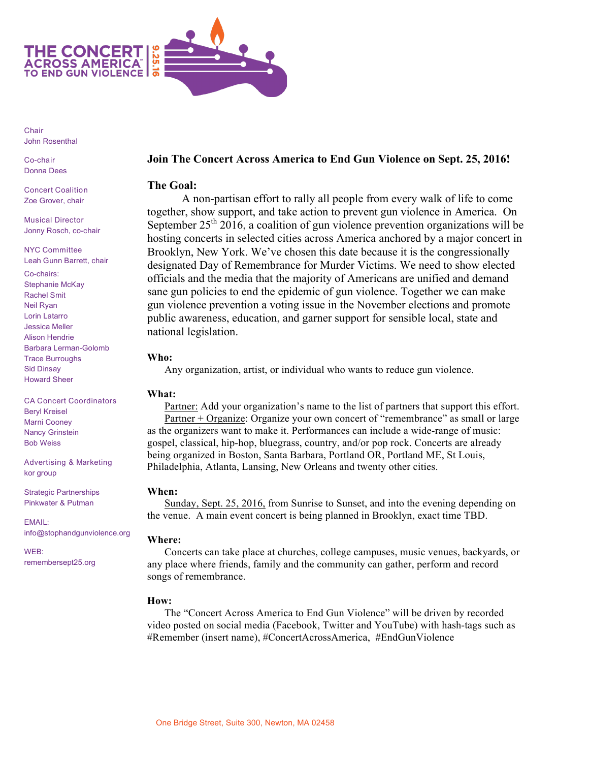THE CONCERT ACROSS AMERICA TO END GUN VIOLENCE 9.25.16

Chair
John Rosenthal

Co-chair
Donna Dees

Concert Coalition
Zoe Grover, chair

Musical Director
Jonny Rosch, co-chair

NYC Committee
Leah Gunn Barrett, chair

Co-chairs:
Stephanie McKay
Rachel Smit
Neil Ryan
Lorin Latarro
Jessica Meller
Alison Hendrie
Barbara Lerman-Golomb
Trace Burroughs
Sid Dinsay
Howard Sheer

CA Concert Coordinators
Beryl Kreisel
Marni Cooney
Nancy Grinstein
Bob Weiss

Advertising & Marketing
kor group

Strategic Partnerships
Pinkwater & Putman

EMAIL:
info@stophandgunviolence.org

WEB:
remembersept25.org

**Join The Concert Across America to End Gun Violence on Sept. 25, 2016!**

## The Goal:

A non-partisan effort to rally all people from every walk of life to come together, show support, and take action to prevent gun violence in America. On September 25th 2016, a coalition of gun violence prevention organizations will be hosting concerts in selected cities across America anchored by a major concert in Brooklyn, New York. We've chosen this date because it is the congressionally designated Day of Remembrance for Murder Victims. We need to show elected officials and the media that the majority of Americans are unified and demand sane gun policies to end the epidemic of gun violence. Together we can make gun violence prevention a voting issue in the November elections and promote public awareness, education, and garner support for sensible local, state and national legislation.

### Who:

Any organization, artist, or individual who wants to reduce gun violence.

### What:

Partner: Add your organization's name to the list of partners that support this effort.

Partner + Organize: Organize your own concert of "remembrance" as small or large as the organizers want to make it. Performances can include a wide-range of music: gospel, classical, hip-hop, bluegrass, country, and/or pop rock. Concerts are already being organized in Boston, Santa Barbara, Portland OR, Portland ME, St Louis, Philadelphia, Atlanta, Lansing, New Orleans and twenty other cities.

### When:

Sunday, Sept. 25, 2016, from Sunrise to Sunset, and into the evening depending on the venue. A main event concert is being planned in Brooklyn, exact time TBD.

### Where:

Concerts can take place at churches, college campuses, music venues, backyards, or any place where friends, family and the community can gather, perform and record songs of remembrance.

### How:

The "Concert Across America to End Gun Violence" will be driven by recorded video posted on social media (Facebook, Twitter and YouTube) with hash-tags such as #Remember (insert name), #ConcertAcrossAmerica, #EndGunViolence

One Bridge Street, Suite 300, Newton, MA 02458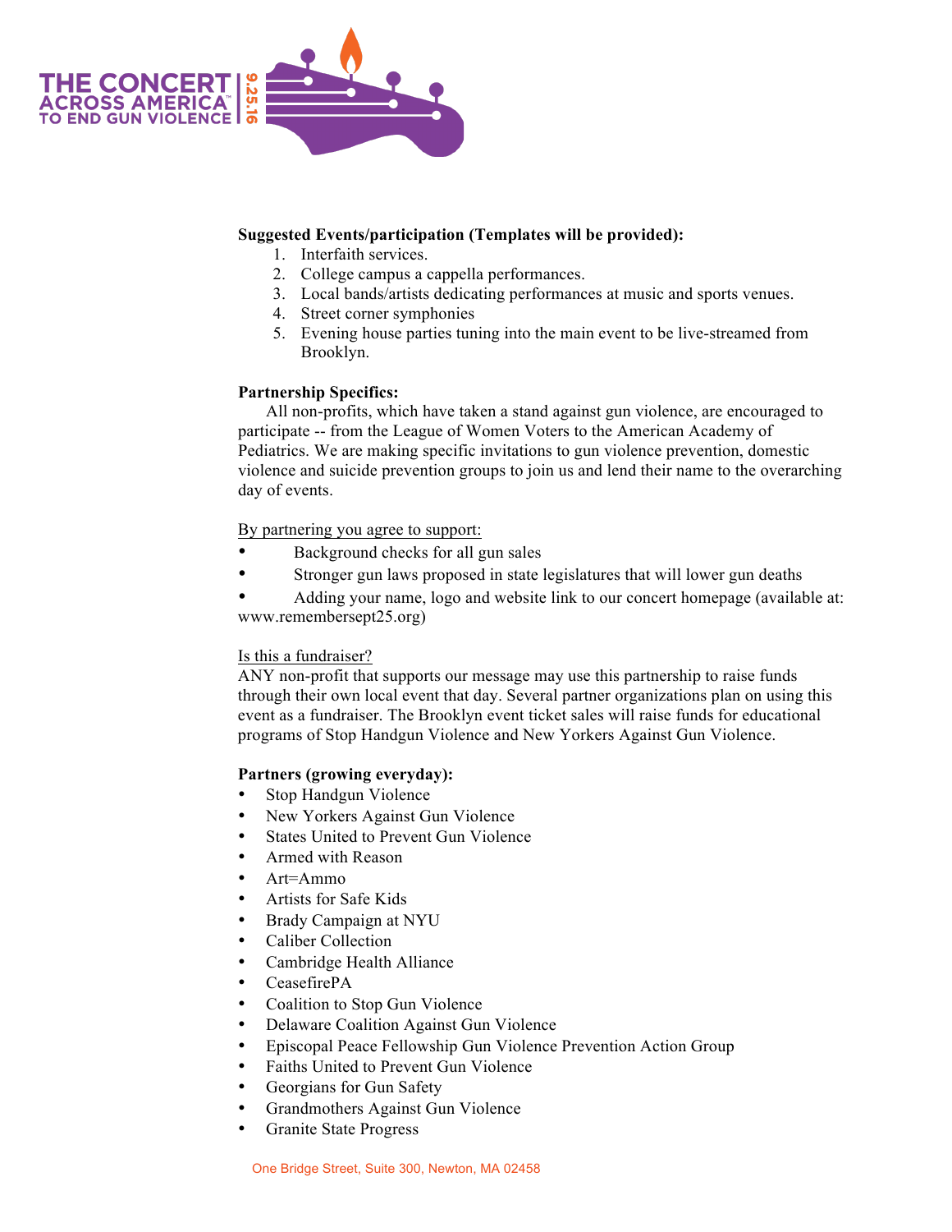**Suggested Events/participation (Templates will be provided):**

1. Interfaith services.
2. College campus a cappella performances.
3. Local bands/artists dedicating performances at music and sports venues.
4. Street corner symphonies
5. Evening house parties tuning into the main event to be live-streamed from Brooklyn.

**Partnership Specifics:**

All non-profits, which have taken a stand against gun violence, are encouraged to participate -- from the League of Women Voters to the American Academy of Pediatrics. We are making specific invitations to gun violence prevention, domestic violence and suicide prevention groups to join us and lend their name to the overarching day of events.

By partnering you agree to support:

- Background checks for all gun sales
- Stronger gun laws proposed in state legislatures that will lower gun deaths
- Adding your name, logo and website link to our concert homepage (available at: www.remembersept25.org)

Is this a fundraiser?

ANY non-profit that supports our message may use this partnership to raise funds through their own local event that day. Several partner organizations plan on using this event as a fundraiser. The Brooklyn event ticket sales will raise funds for educational programs of Stop Handgun Violence and New Yorkers Against Gun Violence.

**Partners (growing everyday):**

- Stop Handgun Violence
- New Yorkers Against Gun Violence
- States United to Prevent Gun Violence
- Armed with Reason
- Art=Ammo
- Artists for Safe Kids
- Brady Campaign at NYU
- Caliber Collection
- Cambridge Health Alliance
- CeasefirePA
- Coalition to Stop Gun Violence
- Delaware Coalition Against Gun Violence
- Episcopal Peace Fellowship Gun Violence Prevention Action Group
- Faiths United to Prevent Gun Violence
- Georgians for Gun Safety
- Grandmothers Against Gun Violence
- Granite State Progress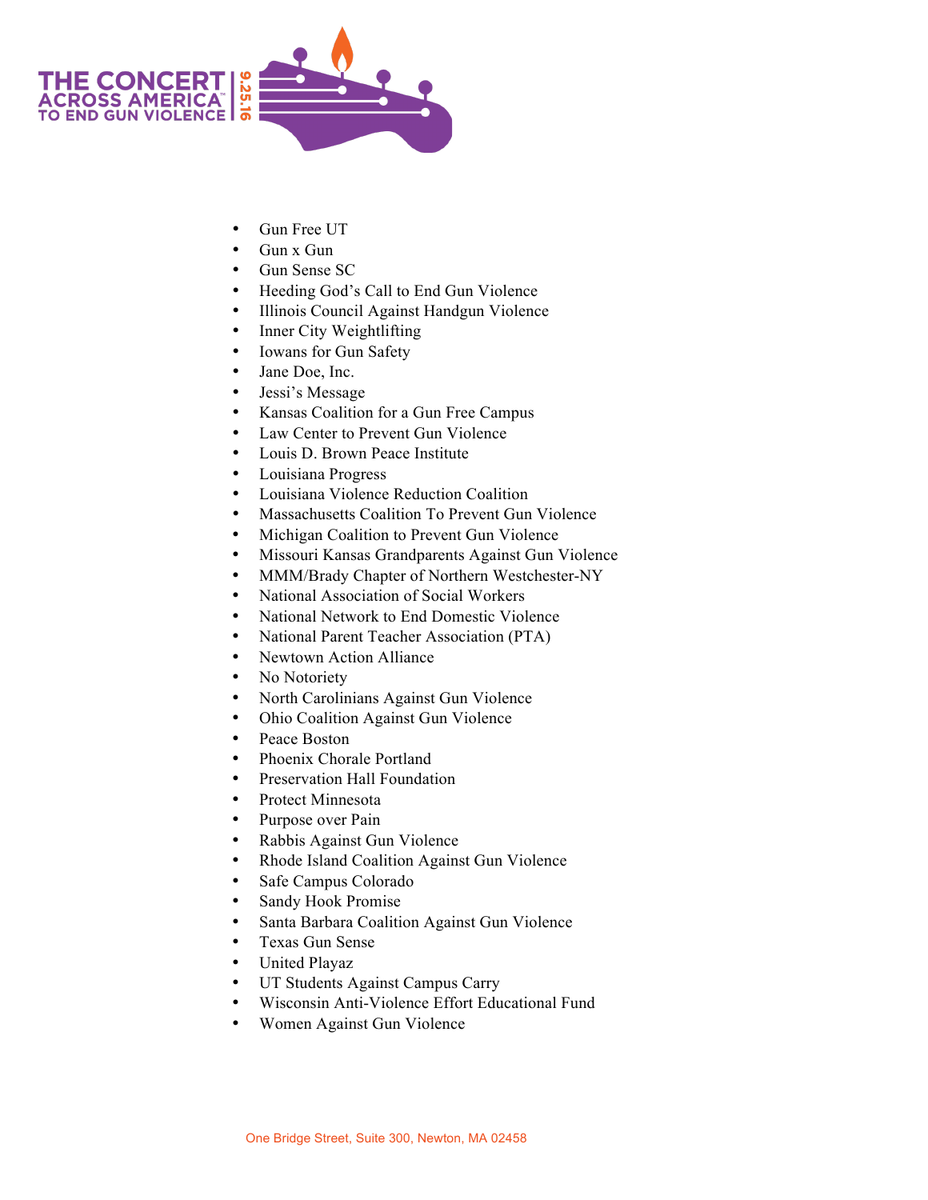- Gun Free UT
- Gun x Gun
- Gun Sense SC
- Heeding God's Call to End Gun Violence
- Illinois Council Against Handgun Violence
- Inner City Weightlifting
- Iowans for Gun Safety
- Jane Doe, Inc.
- Jessi's Message
- Kansas Coalition for a Gun Free Campus
- Law Center to Prevent Gun Violence
- Louis D. Brown Peace Institute
- Louisiana Progress
- Louisiana Violence Reduction Coalition
- Massachusetts Coalition To Prevent Gun Violence
- Michigan Coalition to Prevent Gun Violence
- Missouri Kansas Grandparents Against Gun Violence
- MMM/Brady Chapter of Northern Westchester-NY
- National Association of Social Workers
- National Network to End Domestic Violence
- National Parent Teacher Association (PTA)
- Newtown Action Alliance
- No Notoriety
- North Carolinians Against Gun Violence
- Ohio Coalition Against Gun Violence
- Peace Boston
- Phoenix Chorale Portland
- Preservation Hall Foundation
- Protect Minnesota
- Purpose over Pain
- Rabbis Against Gun Violence
- Rhode Island Coalition Against Gun Violence
- Safe Campus Colorado
- Sandy Hook Promise
- Santa Barbara Coalition Against Gun Violence
- Texas Gun Sense
- United Playaz
- UT Students Against Campus Carry
- Wisconsin Anti-Violence Effort Educational Fund
- Women Against Gun Violence